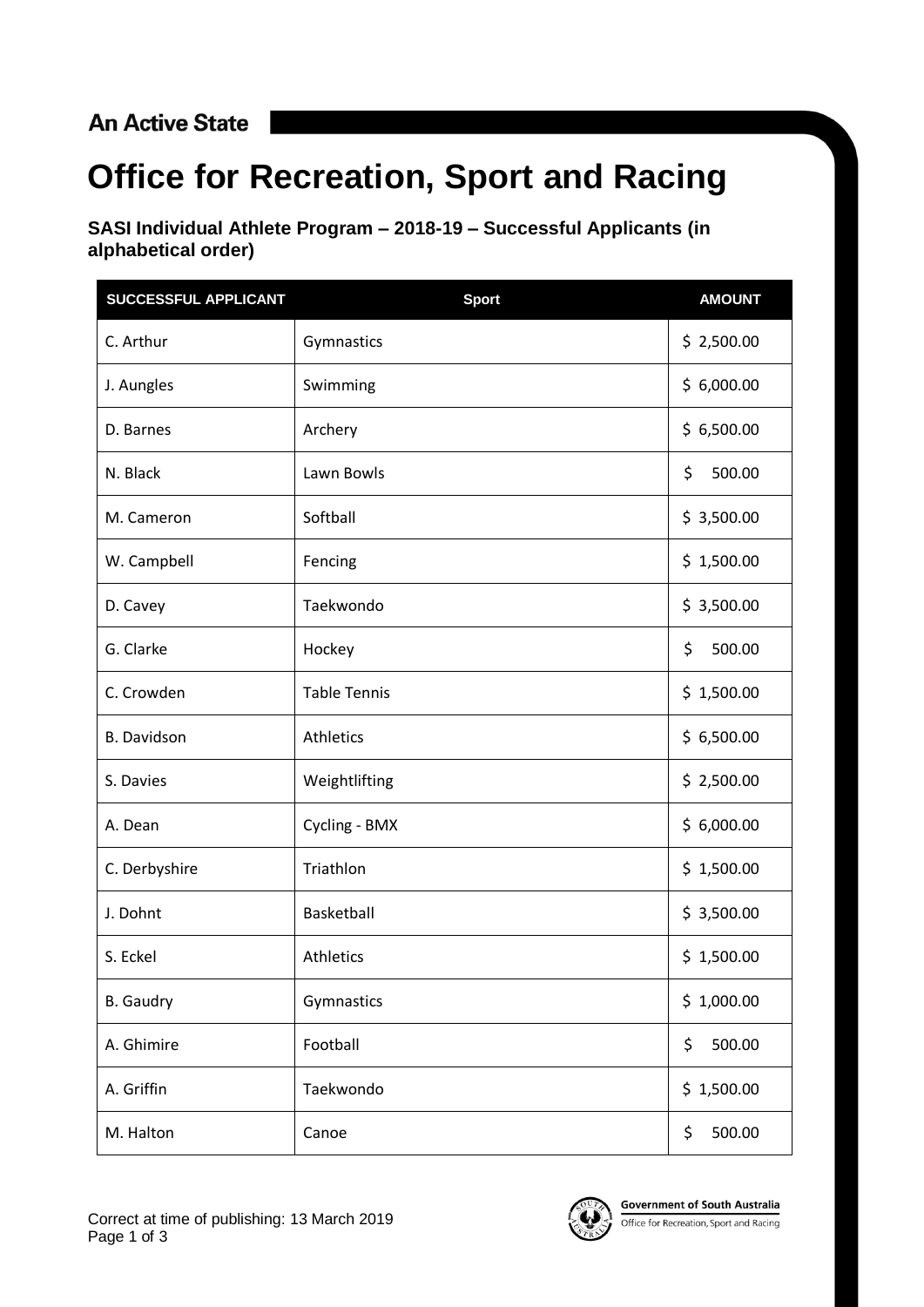An Active State

# Office for Recreation, Sport and Racing

### SASI Individual Athlete Program – 2018-19 – Successful Applicants (in alphabetical order)

| SUCCESSFUL APPLICANT | Sport | AMOUNT |
|---|---|---|
| C. Arthur | Gymnastics | $ 2,500.00 |
| J. Aungles | Swimming | $ 6,000.00 |
| D. Barnes | Archery | $ 6,500.00 |
| N. Black | Lawn Bowls | $ 500.00 |
| M. Cameron | Softball | $ 3,500.00 |
| W. Campbell | Fencing | $ 1,500.00 |
| D. Cavey | Taekwondo | $ 3,500.00 |
| G. Clarke | Hockey | $ 500.00 |
| C. Crowden | Table Tennis | $ 1,500.00 |
| B. Davidson | Athletics | $ 6,500.00 |
| S. Davies | Weightlifting | $ 2,500.00 |
| A. Dean | Cycling - BMX | $ 6,000.00 |
| C. Derbyshire | Triathlon | $ 1,500.00 |
| J. Dohnt | Basketball | $ 3,500.00 |
| S. Eckel | Athletics | $ 1,500.00 |
| B. Gaudry | Gymnastics | $ 1,000.00 |
| A. Ghimire | Football | $ 500.00 |
| A. Griffin | Taekwondo | $ 1,500.00 |
| M. Halton | Canoe | $ 500.00 |

Correct at time of publishing: 13 March 2019

Government of South Australia
Office for Recreation, Sport and Racing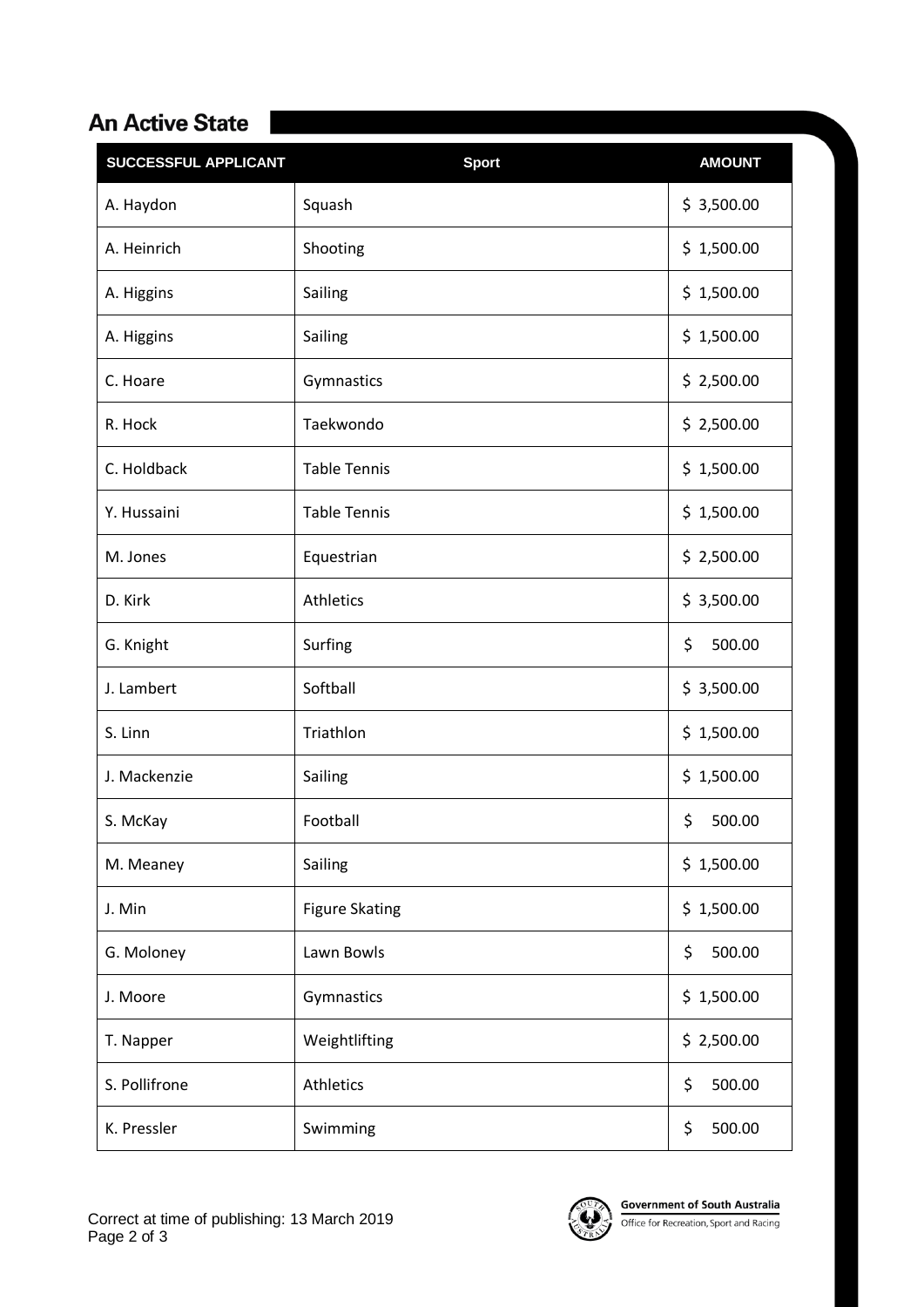## An Active State

| SUCCESSFUL APPLICANT | Sport | AMOUNT |
|---|---|---|
| A. Haydon | Squash | $ 3,500.00 |
| A. Heinrich | Shooting | $ 1,500.00 |
| A. Higgins | Sailing | $ 1,500.00 |
| A. Higgins | Sailing | $ 1,500.00 |
| C. Hoare | Gymnastics | $ 2,500.00 |
| R. Hock | Taekwondo | $ 2,500.00 |
| C. Holdback | Table Tennis | $ 1,500.00 |
| Y. Hussaini | Table Tennis | $ 1,500.00 |
| M. Jones | Equestrian | $ 2,500.00 |
| D. Kirk | Athletics | $ 3,500.00 |
| G. Knight | Surfing | $ 500.00 |
| J. Lambert | Softball | $ 3,500.00 |
| S. Linn | Triathlon | $ 1,500.00 |
| J. Mackenzie | Sailing | $ 1,500.00 |
| S. McKay | Football | $ 500.00 |
| M. Meaney | Sailing | $ 1,500.00 |
| J. Min | Figure Skating | $ 1,500.00 |
| G. Moloney | Lawn Bowls | $ 500.00 |
| J. Moore | Gymnastics | $ 1,500.00 |
| T. Napper | Weightlifting | $ 2,500.00 |
| S. Pollifrone | Athletics | $ 500.00 |
| K. Pressler | Swimming | $ 500.00 |

Correct at time of publishing: 13 March 2019

Government of South Australia
Office for Recreation, Sport and Racing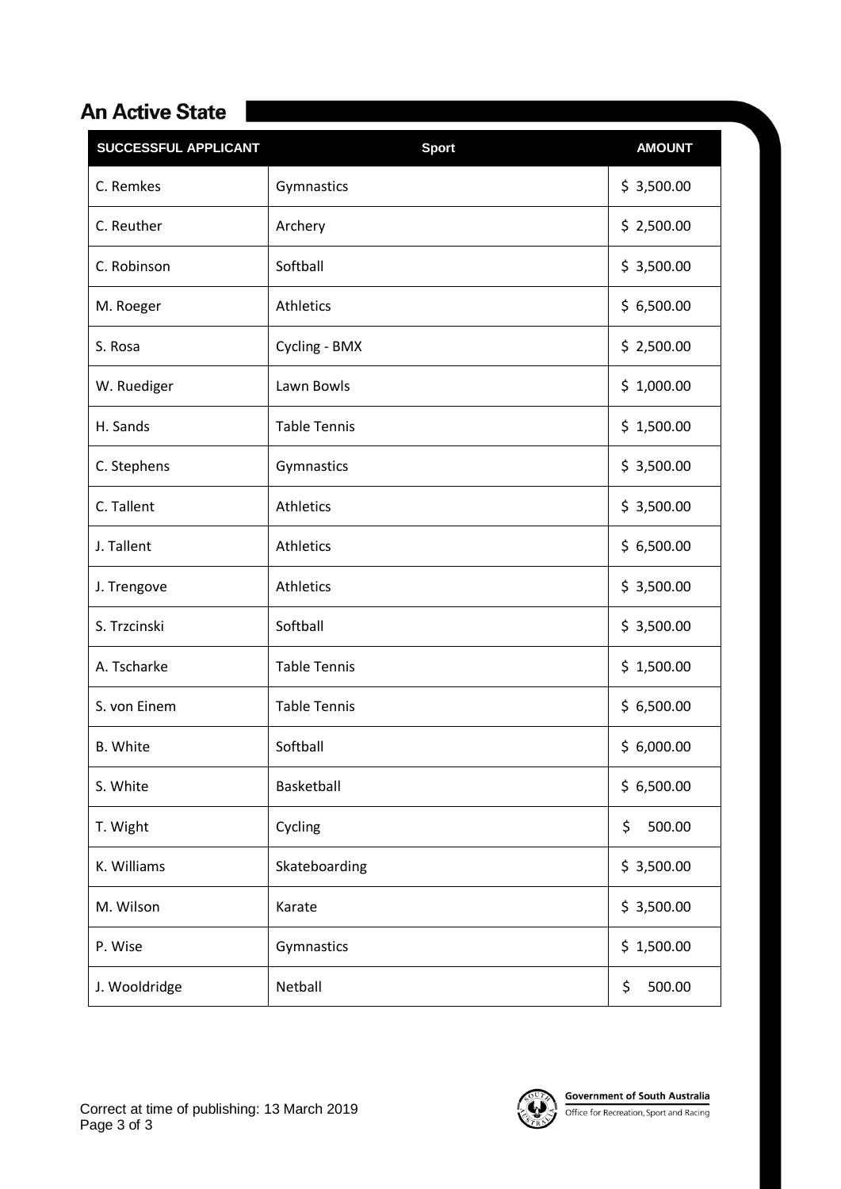## An Active State

| SUCCESSFUL APPLICANT | Sport | AMOUNT |
|---|---|---|
| C. Remkes | Gymnastics | $ 3,500.00 |
| C. Reuther | Archery | $ 2,500.00 |
| C. Robinson | Softball | $ 3,500.00 |
| M. Roeger | Athletics | $ 6,500.00 |
| S. Rosa | Cycling - BMX | $ 2,500.00 |
| W. Ruediger | Lawn Bowls | $ 1,000.00 |
| H. Sands | Table Tennis | $ 1,500.00 |
| C. Stephens | Gymnastics | $ 3,500.00 |
| C. Tallent | Athletics | $ 3,500.00 |
| J. Tallent | Athletics | $ 6,500.00 |
| J. Trengove | Athletics | $ 3,500.00 |
| S. Trzcinski | Softball | $ 3,500.00 |
| A. Tscharke | Table Tennis | $ 1,500.00 |
| S. von Einem | Table Tennis | $ 6,500.00 |
| B. White | Softball | $ 6,000.00 |
| S. White | Basketball | $ 6,500.00 |
| T. Wight | Cycling | $ 500.00 |
| K. Williams | Skateboarding | $ 3,500.00 |
| M. Wilson | Karate | $ 3,500.00 |
| P. Wise | Gymnastics | $ 1,500.00 |
| J. Wooldridge | Netball | $ 500.00 |

Correct at time of publishing: 13 March 2019

Government of South Australia
Office for Recreation, Sport and Racing